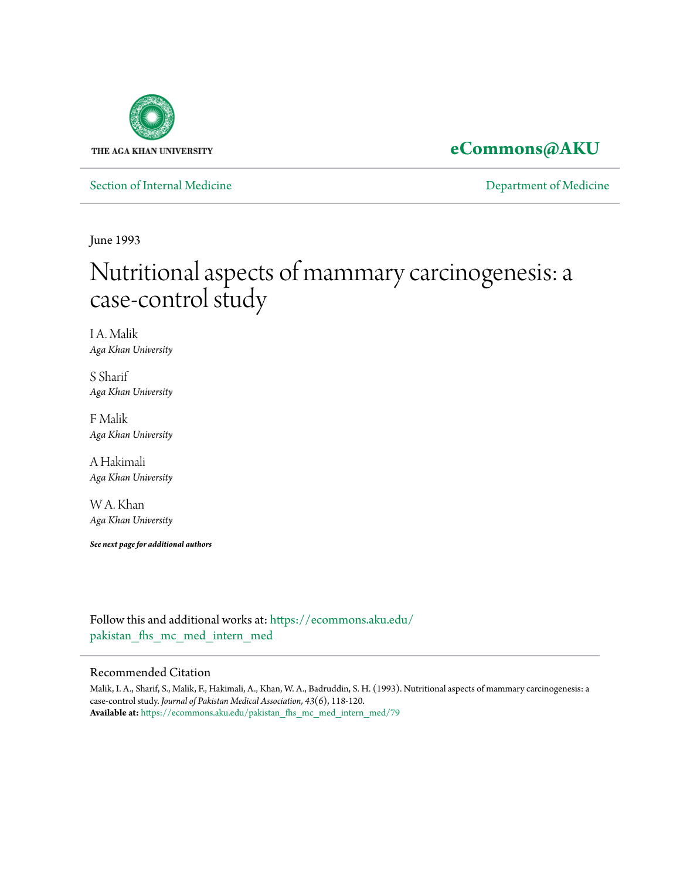THE AGA KHAN UNIVERSITY

**eCommons@AKU**

Section of Internal Medicine

Department of Medicine

June 1993

# Nutritional aspects of mammary carcinogenesis: a case-control study

I A. Malik
*Aga Khan University*

S Sharif
*Aga Khan University*

F Malik
*Aga Khan University*

A Hakimali
*Aga Khan University*

W A. Khan
*Aga Khan University*

***See next page for additional authors***

Follow this and additional works at: https://ecommons.aku.edu/pakistan_fhs_mc_med_intern_med

## Recommended Citation

Malik, I. A., Sharif, S., Malik, F., Hakimali, A., Khan, W. A., Badruddin, S. H. (1993). Nutritional aspects of mammary carcinogenesis: a case-control study. *Journal of Pakistan Medical Association, 43*(6), 118-120.
**Available at:** https://ecommons.aku.edu/pakistan_fhs_mc_med_intern_med/79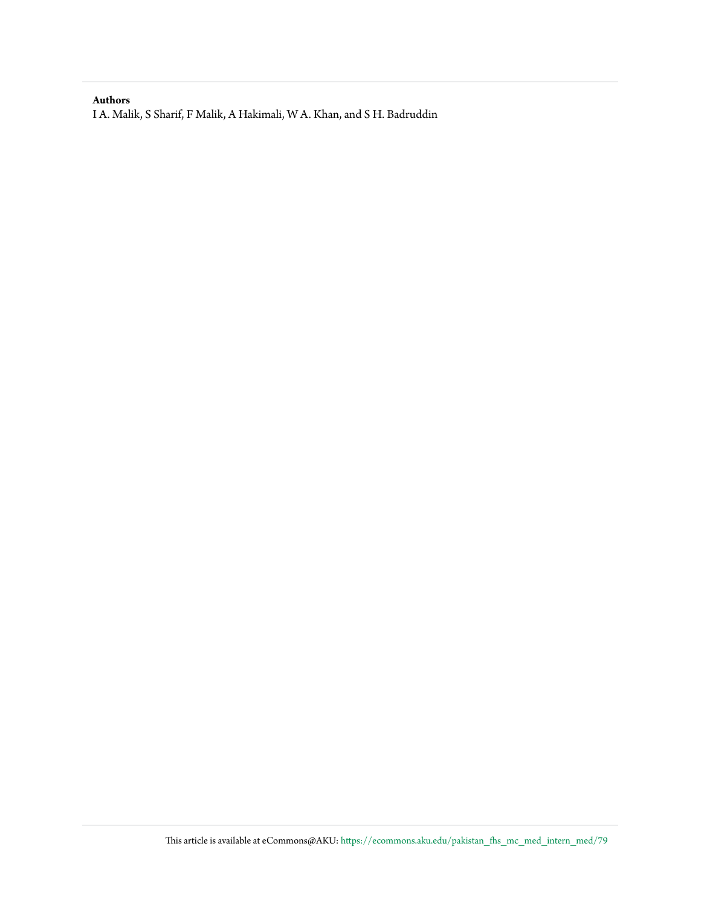**Authors**

I A. Malik, S Sharif, F Malik, A Hakimali, W A. Khan, and S H. Badruddin

This article is available at eCommons@AKU: https://ecommons.aku.edu/pakistan_fhs_mc_med_intern_med/79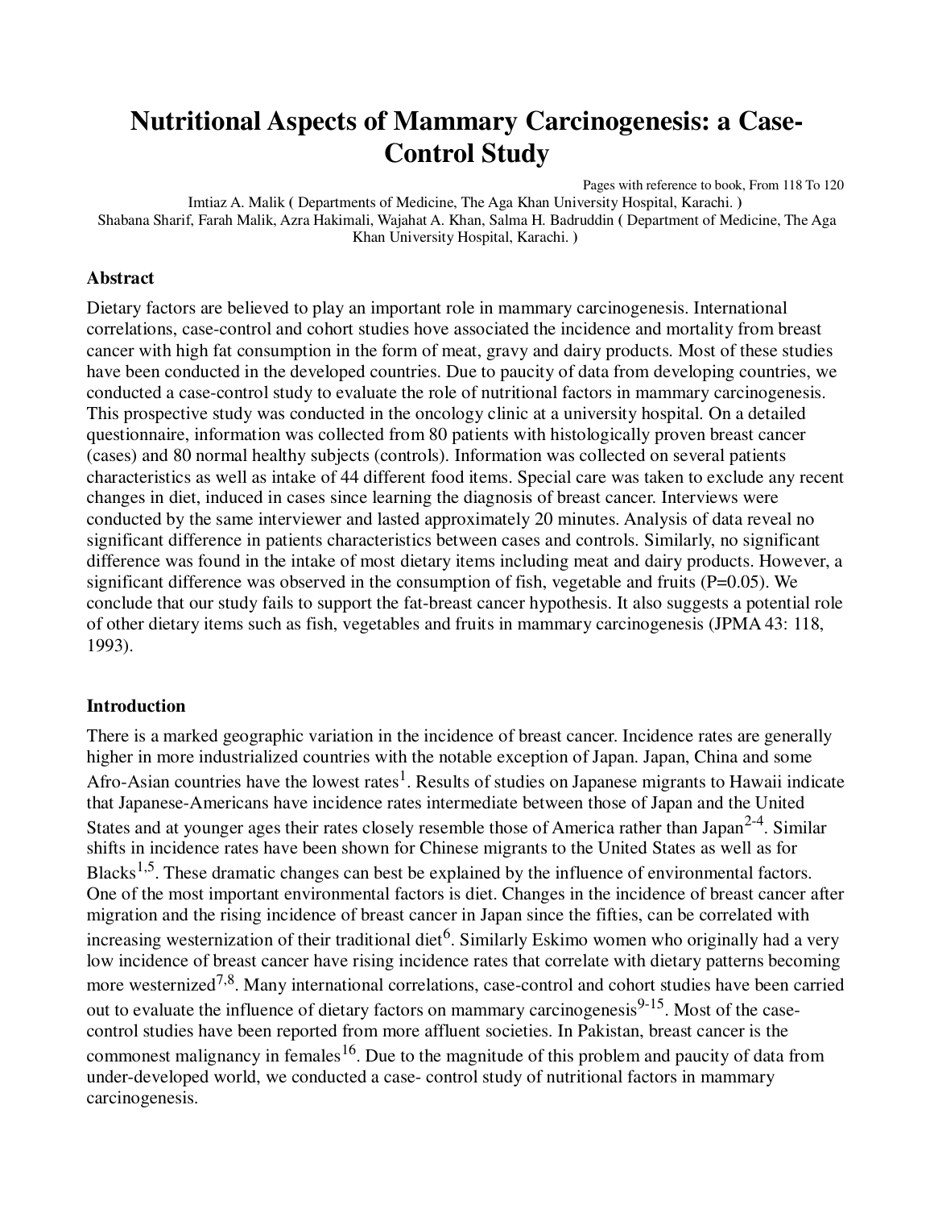# Nutritional Aspects of Mammary Carcinogenesis: a Case-Control Study

Pages with reference to book, From 118 To 120

Imtiaz A. Malik ( Departments of Medicine, The Aga Khan University Hospital, Karachi. )
Shabana Sharif, Farah Malik, Azra Hakimali, Wajahat A. Khan, Salma H. Badruddin ( Department of Medicine, The Aga Khan University Hospital, Karachi. )

## Abstract

Dietary factors are believed to play an important role in mammary carcinogenesis. International correlations, case-control and cohort studies hove associated the incidence and mortality from breast cancer with high fat consumption in the form of meat, gravy and dairy products. Most of these studies have been conducted in the developed countries. Due to paucity of data from developing countries, we conducted a case-control study to evaluate the role of nutritional factors in mammary carcinogenesis. This prospective study was conducted in the oncology clinic at a university hospital. On a detailed questionnaire, information was collected from 80 patients with histologically proven breast cancer (cases) and 80 normal healthy subjects (controls). Information was collected on several patients characteristics as well as intake of 44 different food items. Special care was taken to exclude any recent changes in diet, induced in cases since learning the diagnosis of breast cancer. Interviews were conducted by the same interviewer and lasted approximately 20 minutes. Analysis of data reveal no significant difference in patients characteristics between cases and controls. Similarly, no significant difference was found in the intake of most dietary items including meat and dairy products. However, a significant difference was observed in the consumption of fish, vegetable and fruits (P=0.05). We conclude that our study fails to support the fat-breast cancer hypothesis. It also suggests a potential role of other dietary items such as fish, vegetables and fruits in mammary carcinogenesis (JPMA 43: 118, 1993).

## Introduction

There is a marked geographic variation in the incidence of breast cancer. Incidence rates are generally higher in more industrialized countries with the notable exception of Japan. Japan, China and some Afro-Asian countries have the lowest rates[1]. Results of studies on Japanese migrants to Hawaii indicate that Japanese-Americans have incidence rates intermediate between those of Japan and the United States and at younger ages their rates closely resemble those of America rather than Japan[2-4]. Similar shifts in incidence rates have been shown for Chinese migrants to the United States as well as for Blacks[1,5]. These dramatic changes can best be explained by the influence of environmental factors. One of the most important environmental factors is diet. Changes in the incidence of breast cancer after migration and the rising incidence of breast cancer in Japan since the fifties, can be correlated with increasing westernization of their traditional diet[6]. Similarly Eskimo women who originally had a very low incidence of breast cancer have rising incidence rates that correlate with dietary patterns becoming more westernized[7,8]. Many international correlations, case-control and cohort studies have been carried out to evaluate the influence of dietary factors on mammary carcinogenesis[9-15]. Most of the case-control studies have been reported from more affluent societies. In Pakistan, breast cancer is the commonest malignancy in females[16]. Due to the magnitude of this problem and paucity of data from under-developed world, we conducted a case- control study of nutritional factors in mammary carcinogenesis.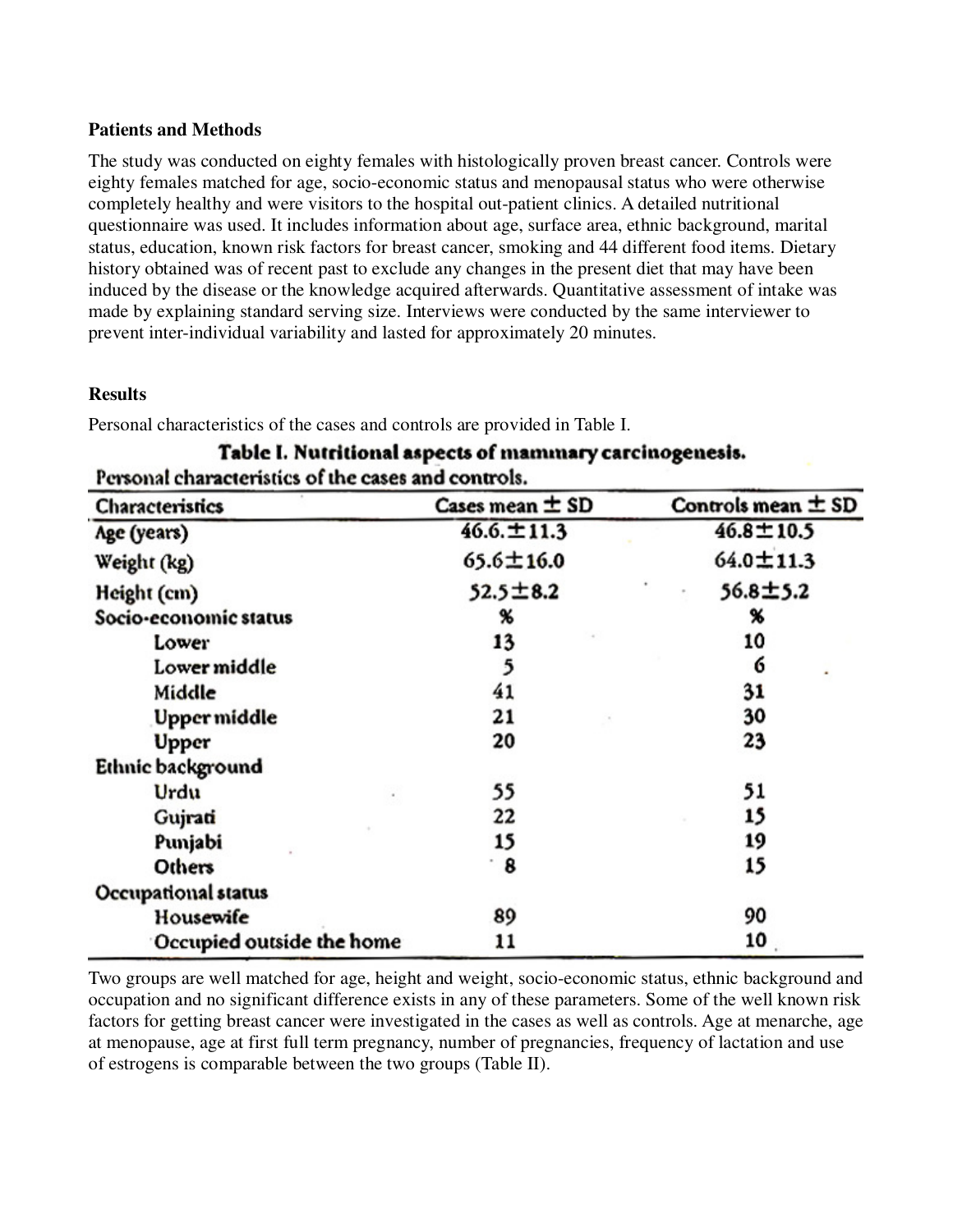**Patients and Methods**

The study was conducted on eighty females with histologically proven breast cancer. Controls were eighty females matched for age, socio-economic status and menopausal status who were otherwise completely healthy and were visitors to the hospital out-patient clinics. A detailed nutritional questionnaire was used. It includes information about age, surface area, ethnic background, marital status, education, known risk factors for breast cancer, smoking and 44 different food items. Dietary history obtained was of recent past to exclude any changes in the present diet that may have been induced by the disease or the knowledge acquired afterwards. Quantitative assessment of intake was made by explaining standard serving size. Interviews were conducted by the same interviewer to prevent inter-individual variability and lasted for approximately 20 minutes.

**Results**

Personal characteristics of the cases and controls are provided in Table I.

**Table I. Nutritional aspects of mammary carcinogenesis.**

Personal characteristics of the cases and controls.

| Characteristics | Cases mean ± SD | Controls mean ± SD |
|---|---|---|
| Age (years) | 46.6.±11.3 | 46.8±10.5 |
| Weight (kg) | 65.6±16.0 | 64.0±11.3 |
| Height (cm) | 52.5±8.2 | 56.8±5.2 |
| Socio-economic status | % | % |
| Lower | 13 | 10 |
| Lower middle | 5 | 6 |
| Middle | 41 | 31 |
| Upper middle | 21 | 30 |
| Upper | 20 | 23 |
| Ethnic background | | |
| Urdu | 55 | 51 |
| Gujrati | 22 | 15 |
| Punjabi | 15 | 19 |
| Others | 8 | 15 |
| Occupational status | | |
| Housewife | 89 | 90 |
| Occupied outside the home | 11 | 10 |

Two groups are well matched for age, height and weight, socio-economic status, ethnic background and occupation and no significant difference exists in any of these parameters. Some of the well known risk factors for getting breast cancer were investigated in the cases as well as controls. Age at menarche, age at menopause, age at first full term pregnancy, number of pregnancies, frequency of lactation and use of estrogens is comparable between the two groups (Table II).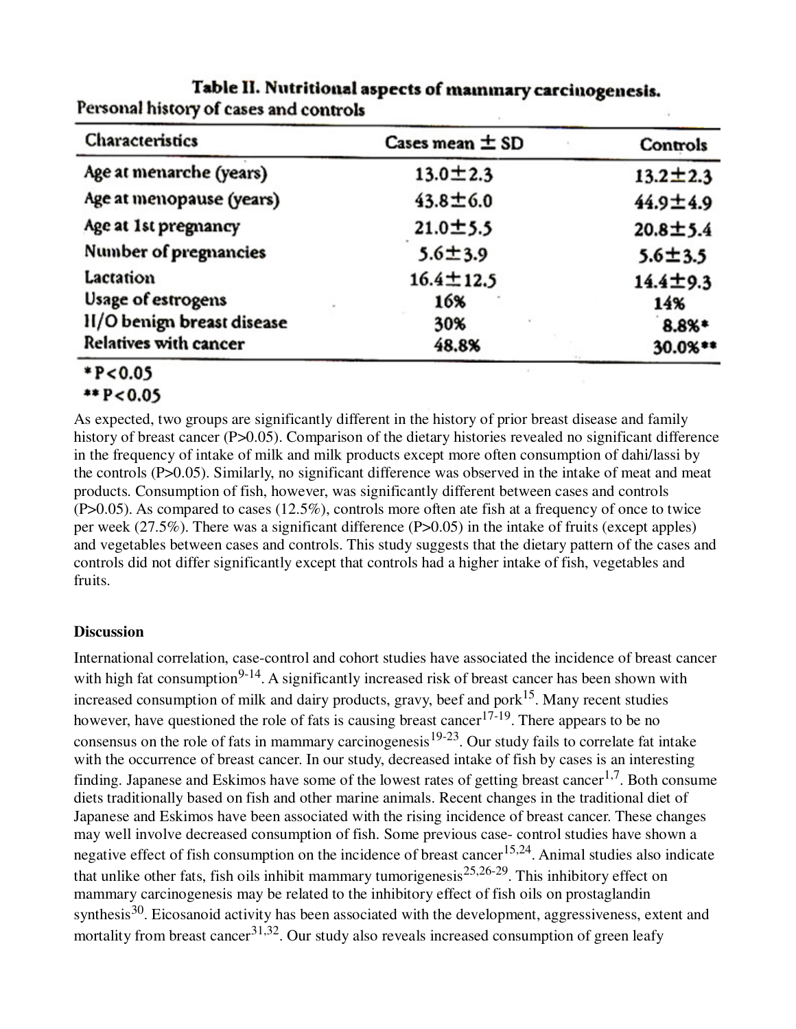**Table II. Nutritional aspects of mammary carcinogenesis.**

Personal history of cases and controls

| Characteristics | Cases mean ± SD | Controls |
|---|---|---|
| Age at menarche (years) | 13.0±2.3 | 13.2±2.3 |
| Age at menopause (years) | 43.8±6.0 | 44.9±4.9 |
| Age at 1st pregnancy | 21.0±5.5 | 20.8±5.4 |
| Number of pregnancies | 5.6±3.9 | 5.6±3.5 |
| Lactation | 16.4±12.5 | 14.4±9.3 |
| Usage of estrogens | 16% | 14% |
| H/O benign breast disease | 30% | 8.8%* |
| Relatives with cancer | 48.8% | 30.0%** |

\*$P<0.05$

\*\*$P<0.05$

As expected, two groups are significantly different in the history of prior breast disease and family history of breast cancer ($P>0.05$). Comparison of the dietary histories revealed no significant difference in the frequency of intake of milk and milk products except more often consumption of dahi/lassi by the controls ($P>0.05$). Similarly, no significant difference was observed in the intake of meat and meat products. Consumption of fish, however, was significantly different between cases and controls ($P>0.05$). As compared to cases (12.5%), controls more often ate fish at a frequency of once to twice per week (27.5%). There was a significant difference ($P>0.05$) in the intake of fruits (except apples) and vegetables between cases and controls. This study suggests that the dietary pattern of the cases and controls did not differ significantly except that controls had a higher intake of fish, vegetables and fruits.

## Discussion

International correlation, case-control and cohort studies have associated the incidence of breast cancer with high fat consumption[9-14]. A significantly increased risk of breast cancer has been shown with increased consumption of milk and dairy products, gravy, beef and pork[15]. Many recent studies however, have questioned the role of fats is causing breast cancer[17-19]. There appears to be no consensus on the role of fats in mammary carcinogenesis[19-23]. Our study fails to correlate fat intake with the occurrence of breast cancer. In our study, decreased intake of fish by cases is an interesting finding. Japanese and Eskimos have some of the lowest rates of getting breast cancer[1,7]. Both consume diets traditionally based on fish and other marine animals. Recent changes in the traditional diet of Japanese and Eskimos have been associated with the rising incidence of breast cancer. These changes may well involve decreased consumption of fish. Some previous case- control studies have shown a negative effect of fish consumption on the incidence of breast cancer[15,24]. Animal studies also indicate that unlike other fats, fish oils inhibit mammary tumorigenesis[25,26-29]. This inhibitory effect on mammary carcinogenesis may be related to the inhibitory effect of fish oils on prostaglandin synthesis[30]. Eicosanoid activity has been associated with the development, aggressiveness, extent and mortality from breast cancer[31,32]. Our study also reveals increased consumption of green leafy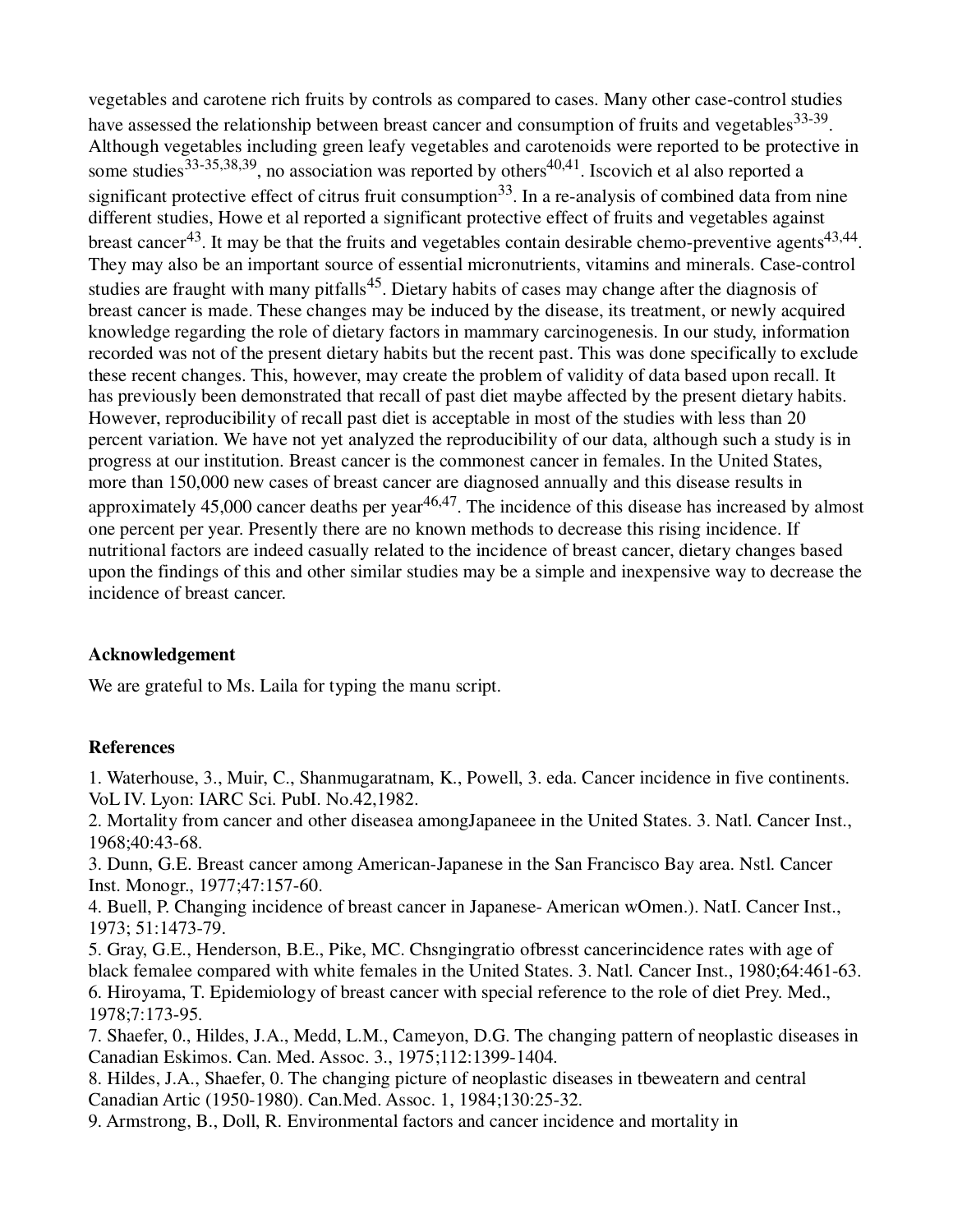vegetables and carotene rich fruits by controls as compared to cases. Many other case-control studies have assessed the relationship between breast cancer and consumption of fruits and vegetables[33-39]. Although vegetables including green leafy vegetables and carotenoids were reported to be protective in some studies[33-35,38,39], no association was reported by others[40,41]. Iscovich et al also reported a significant protective effect of citrus fruit consumption[33]. In a re-analysis of combined data from nine different studies, Howe et al reported a significant protective effect of fruits and vegetables against breast cancer[43]. It may be that the fruits and vegetables contain desirable chemo-preventive agents[43,44]. They may also be an important source of essential micronutrients, vitamins and minerals. Case-control studies are fraught with many pitfalls[45]. Dietary habits of cases may change after the diagnosis of breast cancer is made. These changes may be induced by the disease, its treatment, or newly acquired knowledge regarding the role of dietary factors in mammary carcinogenesis. In our study, information recorded was not of the present dietary habits but the recent past. This was done specifically to exclude these recent changes. This, however, may create the problem of validity of data based upon recall. It has previously been demonstrated that recall of past diet maybe affected by the present dietary habits. However, reproducibility of recall past diet is acceptable in most of the studies with less than 20 percent variation. We have not yet analyzed the reproducibility of our data, although such a study is in progress at our institution. Breast cancer is the commonest cancer in females. In the United States, more than 150,000 new cases of breast cancer are diagnosed annually and this disease results in approximately 45,000 cancer deaths per year[46,47]. The incidence of this disease has increased by almost one percent per year. Presently there are no known methods to decrease this rising incidence. If nutritional factors are indeed casually related to the incidence of breast cancer, dietary changes based upon the findings of this and other similar studies may be a simple and inexpensive way to decrease the incidence of breast cancer.

## Acknowledgement

We are grateful to Ms. Laila for typing the manu script.

## References

1. Waterhouse, 3., Muir, C., Shanmugaratnam, K., Powell, 3. eda. Cancer incidence in five continents. VoL IV. Lyon: IARC Sci. PubI. No.42,1982.
2. Mortality from cancer and other diseasea amongJapaneee in the United States. 3. Natl. Cancer Inst., 1968;40:43-68.
3. Dunn, G.E. Breast cancer among American-Japanese in the San Francisco Bay area. Nstl. Cancer Inst. Monogr., 1977;47:157-60.
4. Buell, P. Changing incidence of breast cancer in Japanese- American wOmen.). NatI. Cancer Inst., 1973; 51:1473-79.
5. Gray, G.E., Henderson, B.E., Pike, MC. Chsngingratio ofbresst cancerincidence rates with age of black femalee compared with white females in the United States. 3. Natl. Cancer Inst., 1980;64:461-63.
6. Hiroyama, T. Epidemiology of breast cancer with special reference to the role of diet Prey. Med., 1978;7:173-95.
7. Shaefer, 0., Hildes, J.A., Medd, L.M., Cameyon, D.G. The changing pattern of neoplastic diseases in Canadian Eskimos. Can. Med. Assoc. 3., 1975;112:1399-1404.
8. Hildes, J.A., Shaefer, 0. The changing picture of neoplastic diseases in tbeweatern and central Canadian Artic (1950-1980). Can.Med. Assoc. 1, 1984;130:25-32.
9. Armstrong, B., Doll, R. Environmental factors and cancer incidence and mortality in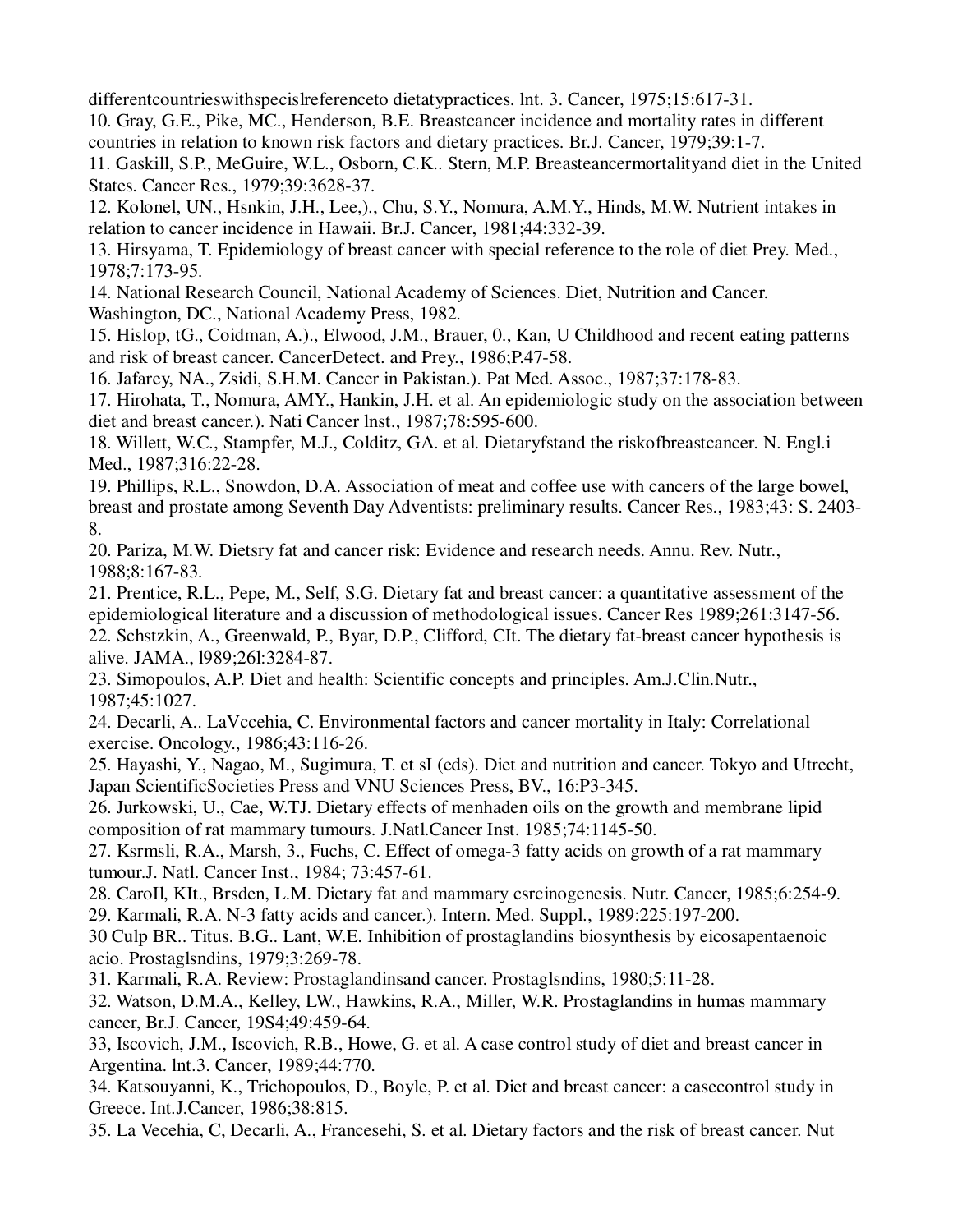differentcountrieswithspecislreferenceto dietatypractices. lnt. 3. Cancer, 1975;15:617-31.

10. Gray, G.E., Pike, MC., Henderson, B.E. Breastcancer incidence and mortality rates in different countries in relation to known risk factors and dietary practices. Br.J. Cancer, 1979;39:1-7.

11. Gaskill, S.P., MeGuire, W.L., Osborn, C.K.. Stern, M.P. Breasteancermortalityand diet in the United States. Cancer Res., 1979;39:3628-37.

12. Kolonel, UN., Hsnkin, J.H., Lee,)., Chu, S.Y., Nomura, A.M.Y., Hinds, M.W. Nutrient intakes in relation to cancer incidence in Hawaii. Br.J. Cancer, 1981;44:332-39.

13. Hirsyama, T. Epidemiology of breast cancer with special reference to the role of diet Prey. Med., 1978;7:173-95.

14. National Research Council, National Academy of Sciences. Diet, Nutrition and Cancer. Washington, DC., National Academy Press, 1982.

15. Hislop, tG., Coidman, A.)., Elwood, J.M., Brauer, 0., Kan, U Childhood and recent eating patterns and risk of breast cancer. CancerDetect. and Prey., 1986;P.47-58.

16. Jafarey, NA., Zsidi, S.H.M. Cancer in Pakistan.). Pat Med. Assoc., 1987;37:178-83.

17. Hirohata, T., Nomura, AMY., Hankin, J.H. et al. An epidemiologic study on the association between diet and breast cancer.). Nati Cancer lnst., 1987;78:595-600.

18. Willett, W.C., Stampfer, M.J., Colditz, GA. et al. Dietaryfstand the riskofbreastcancer. N. Engl.i Med., 1987;316:22-28.

19. Phillips, R.L., Snowdon, D.A. Association of meat and coffee use with cancers of the large bowel, breast and prostate among Seventh Day Adventists: preliminary results. Cancer Res., 1983;43: S. 2403-8.

20. Pariza, M.W. Dietsry fat and cancer risk: Evidence and research needs. Annu. Rev. Nutr., 1988;8:167-83.

21. Prentice, R.L., Pepe, M., Self, S.G. Dietary fat and breast cancer: a quantitative assessment of the epidemiological literature and a discussion of methodological issues. Cancer Res 1989;261:3147-56.

22. Schstzkin, A., Greenwald, P., Byar, D.P., Clifford, CIt. The dietary fat-breast cancer hypothesis is alive. JAMA., l989;26l:3284-87.

23. Simopoulos, A.P. Diet and health: Scientific concepts and principles. Am.J.Clin.Nutr., 1987;45:1027.

24. Decarli, A.. LaVccehia, C. Environmental factors and cancer mortality in Italy: Correlational exercise. Oncology., 1986;43:116-26.

25. Hayashi, Y., Nagao, M., Sugimura, T. et sI (eds). Diet and nutrition and cancer. Tokyo and Utrecht, Japan ScientificSocieties Press and VNU Sciences Press, BV., 16:P3-345.

26. Jurkowski, U., Cae, W.TJ. Dietary effects of menhaden oils on the growth and membrane lipid composition of rat mammary tumours. J.Natl.Cancer Inst. 1985;74:1145-50.

27. Ksrmsli, R.A., Marsh, 3., Fuchs, C. Effect of omega-3 fatty acids on growth of a rat mammary tumour.J. Natl. Cancer Inst., 1984; 73:457-61.

28. CaroIl, KIt., Brsden, L.M. Dietary fat and mammary csrcinogenesis. Nutr. Cancer, 1985;6:254-9.

29. Karmali, R.A. N-3 fatty acids and cancer.). Intern. Med. Suppl., 1989:225:197-200.

30 Culp BR.. Titus. B.G.. Lant, W.E. Inhibition of prostaglandins biosynthesis by eicosapentaenoic acio. Prostaglsndins, 1979;3:269-78.

31. Karmali, R.A. Review: Prostaglandinsand cancer. Prostaglsndins, 1980;5:11-28.

32. Watson, D.M.A., Kelley, LW., Hawkins, R.A., Miller, W.R. Prostaglandins in humas mammary cancer, Br.J. Cancer, 19S4;49:459-64.

33, Iscovich, J.M., Iscovich, R.B., Howe, G. et al. A case control study of diet and breast cancer in Argentina. lnt.3. Cancer, 1989;44:770.

34. Katsouyanni, K., Trichopoulos, D., Boyle, P. et al. Diet and breast cancer: a casecontrol study in Greece. Int.J.Cancer, 1986;38:815.

35. La Vecehia, C, Decarli, A., Francesehi, S. et al. Dietary factors and the risk of breast cancer. Nut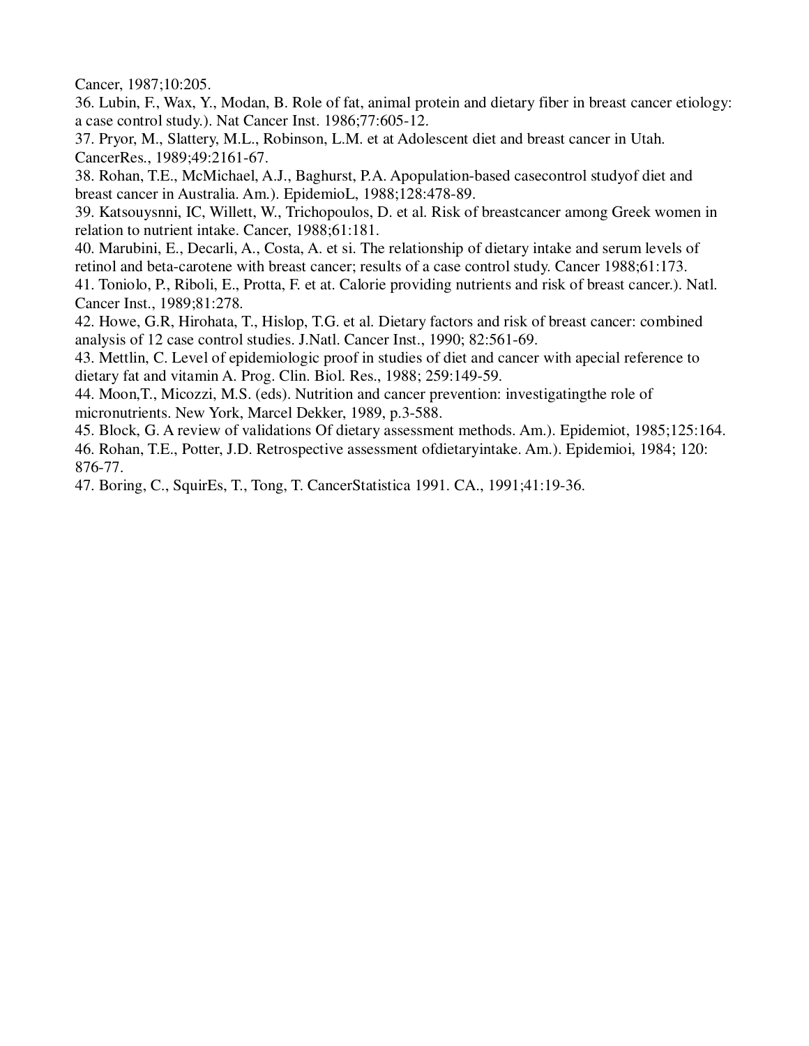Cancer, 1987;10:205.

36. Lubin, F., Wax, Y., Modan, B. Role of fat, animal protein and dietary fiber in breast cancer etiology: a case control study.). Nat Cancer Inst. 1986;77:605-12.

37. Pryor, M., Slattery, M.L., Robinson, L.M. et at Adolescent diet and breast cancer in Utah. CancerRes., 1989;49:2161-67.

38. Rohan, T.E., McMichael, A.J., Baghurst, P.A. Apopulation-based casecontrol studyof diet and breast cancer in Australia. Am.). EpidemioL, 1988;128:478-89.

39. Katsouysnni, IC, Willett, W., Trichopoulos, D. et al. Risk of breastcancer among Greek women in relation to nutrient intake. Cancer, 1988;61:181.

40. Marubini, E., Decarli, A., Costa, A. et si. The relationship of dietary intake and serum levels of retinol and beta-carotene with breast cancer; results of a case control study. Cancer 1988;61:173.

41. Toniolo, P., Riboli, E., Protta, F. et at. Calorie providing nutrients and risk of breast cancer.). Natl. Cancer Inst., 1989;81:278.

42. Howe, G.R, Hirohata, T., Hislop, T.G. et al. Dietary factors and risk of breast cancer: combined analysis of 12 case control studies. J.Natl. Cancer Inst., 1990; 82:561-69.

43. Mettlin, C. Level of epidemiologic proof in studies of diet and cancer with apecial reference to dietary fat and vitamin A. Prog. Clin. Biol. Res., 1988; 259:149-59.

44. Moon,T., Micozzi, M.S. (eds). Nutrition and cancer prevention: investigatingthe role of micronutrients. New York, Marcel Dekker, 1989, p.3-588.

45. Block, G. A review of validations Of dietary assessment methods. Am.). Epidemiot, 1985;125:164.

46. Rohan, T.E., Potter, J.D. Retrospective assessment ofdietaryintake. Am.). Epidemioi, 1984; 120: 876-77.

47. Boring, C., SquirEs, T., Tong, T. CancerStatistica 1991. CA., 1991;41:19-36.